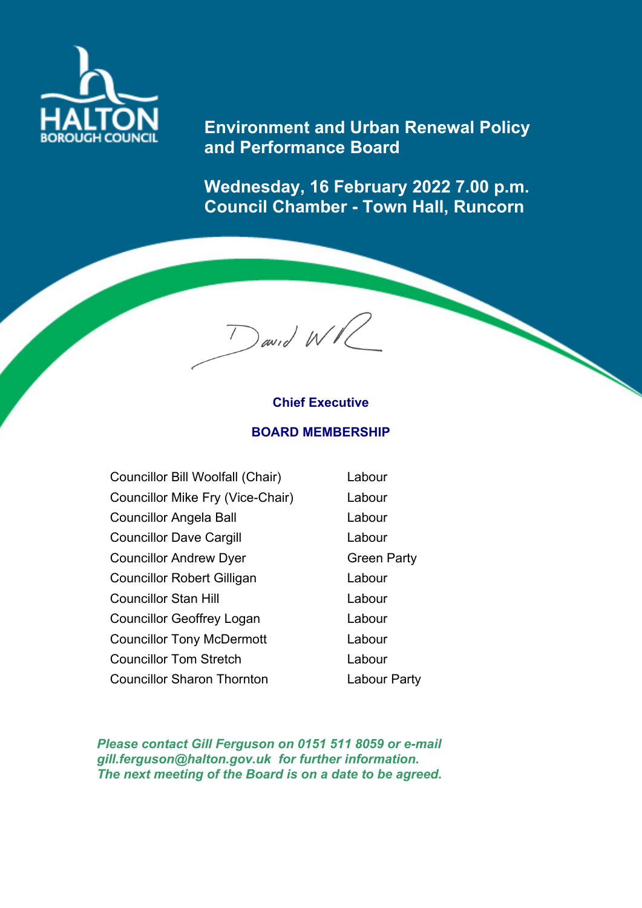HALTON BOROUGH COUNCIL

# Environment and Urban Renewal Policy and Performance Board

## Wednesday, 16 February 2022 7.00 p.m.
## Council Chamber - Town Hall, Runcorn

David W R

**Chief Executive**

**BOARD MEMBERSHIP**

| | |
|---|---|
| Councillor Bill Woolfall (Chair) | Labour |
| Councillor Mike Fry (Vice-Chair) | Labour |
| Councillor Angela Ball | Labour |
| Councillor Dave Cargill | Labour |
| Councillor Andrew Dyer | Green Party |
| Councillor Robert Gilligan | Labour |
| Councillor Stan Hill | Labour |
| Councillor Geoffrey Logan | Labour |
| Councillor Tony McDermott | Labour |
| Councillor Tom Stretch | Labour |
| Councillor Sharon Thornton | Labour Party |

*Please contact Gill Ferguson on 0151 511 8059 or e-mail gill.ferguson@halton.gov.uk for further information.*
*The next meeting of the Board is on a date to be agreed.*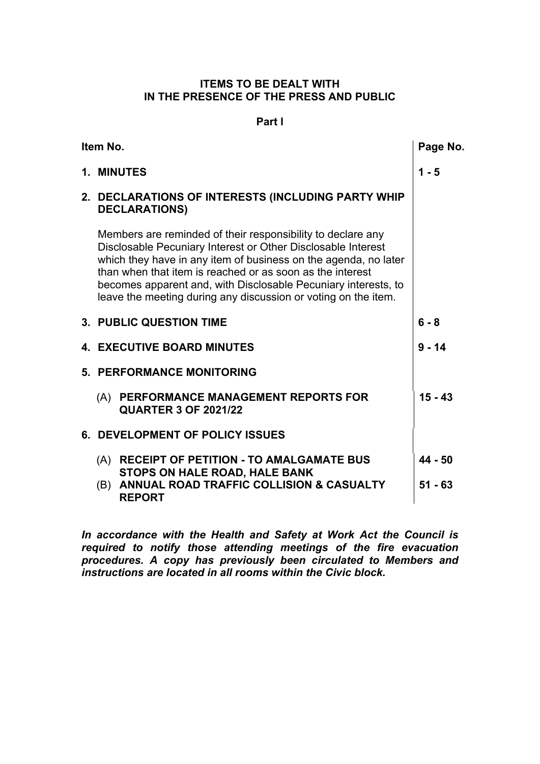**ITEMS TO BE DEALT WITH**
**IN THE PRESENCE OF THE PRESS AND PUBLIC**

**Part I**

| Item No. | Page No. |
|---|---|
| **1. MINUTES** | **1 - 5** |
| **2. DECLARATIONS OF INTERESTS (INCLUDING PARTY WHIP DECLARATIONS)** | |
| Members are reminded of their responsibility to declare any Disclosable Pecuniary Interest or Other Disclosable Interest which they have in any item of business on the agenda, no later than when that item is reached or as soon as the interest becomes apparent and, with Disclosable Pecuniary interests, to leave the meeting during any discussion or voting on the item. | |
| **3. PUBLIC QUESTION TIME** | **6 - 8** |
| **4. EXECUTIVE BOARD MINUTES** | **9 - 14** |
| **5. PERFORMANCE MONITORING** | |
| (A) **PERFORMANCE MANAGEMENT REPORTS FOR QUARTER 3 OF 2021/22** | **15 - 43** |
| **6. DEVELOPMENT OF POLICY ISSUES** | |
| (A) **RECEIPT OF PETITION - TO AMALGAMATE BUS STOPS ON HALE ROAD, HALE BANK** | **44 - 50** |
| (B) **ANNUAL ROAD TRAFFIC COLLISION & CASUALTY REPORT** | **51 - 63** |

***In accordance with the Health and Safety at Work Act the Council is required to notify those attending meetings of the fire evacuation procedures. A copy has previously been circulated to Members and instructions are located in all rooms within the Civic block.***